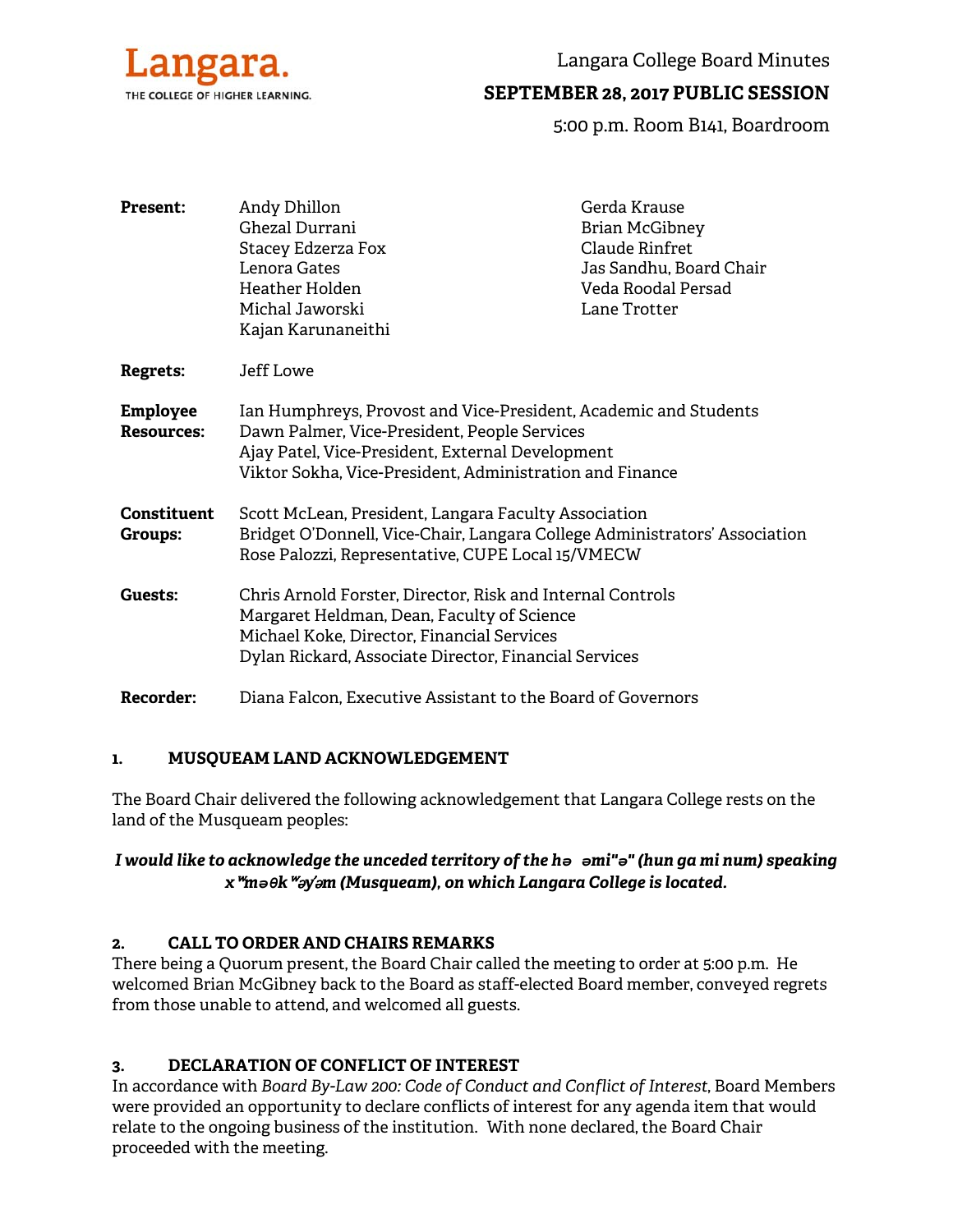Langara.
THE COLLEGE OF HIGHER LEARNING.

# Langara College Board Minutes

## SEPTEMBER 28, 2017 PUBLIC SESSION

5:00 p.m. Room B141, Boardroom

**Present:**
Andy Dhillon
Ghezal Durrani
Stacey Edzerza Fox
Lenora Gates
Heather Holden
Michal Jaworski
Kajan Karunaneithi
Gerda Krause
Brian McGibney
Claude Rinfret
Jas Sandhu, Board Chair
Veda Roodal Persad
Lane Trotter

**Regrets:** Jeff Lowe

**Employee Resources:**
Ian Humphreys, Provost and Vice-President, Academic and Students
Dawn Palmer, Vice-President, People Services
Ajay Patel, Vice-President, External Development
Viktor Sokha, Vice-President, Administration and Finance

**Constituent Groups:**
Scott McLean, President, Langara Faculty Association
Bridget O'Donnell, Vice-Chair, Langara College Administrators' Association
Rose Palozzi, Representative, CUPE Local 15/VMECW

**Guests:**
Chris Arnold Forster, Director, Risk and Internal Controls
Margaret Heldman, Dean, Faculty of Science
Michael Koke, Director, Financial Services
Dylan Rickard, Associate Director, Financial Services

**Recorder:** Diana Falcon, Executive Assistant to the Board of Governors

### 1. MUSQUEAM LAND ACKNOWLEDGEMENT

The Board Chair delivered the following acknowledgement that Langara College rests on the land of the Musqueam peoples:

***I would like to acknowledge the unceded territory of the hə əmi"ə" (hun ga mi num) speaking xʷməθkʷəy̓əm (Musqueam), on which Langara College is located.***

### 2. CALL TO ORDER AND CHAIRS REMARKS

There being a Quorum present, the Board Chair called the meeting to order at 5:00 p.m. He welcomed Brian McGibney back to the Board as staff-elected Board member, conveyed regrets from those unable to attend, and welcomed all guests.

### 3. DECLARATION OF CONFLICT OF INTEREST

In accordance with *Board By-Law 200: Code of Conduct and Conflict of Interest*, Board Members were provided an opportunity to declare conflicts of interest for any agenda item that would relate to the ongoing business of the institution. With none declared, the Board Chair proceeded with the meeting.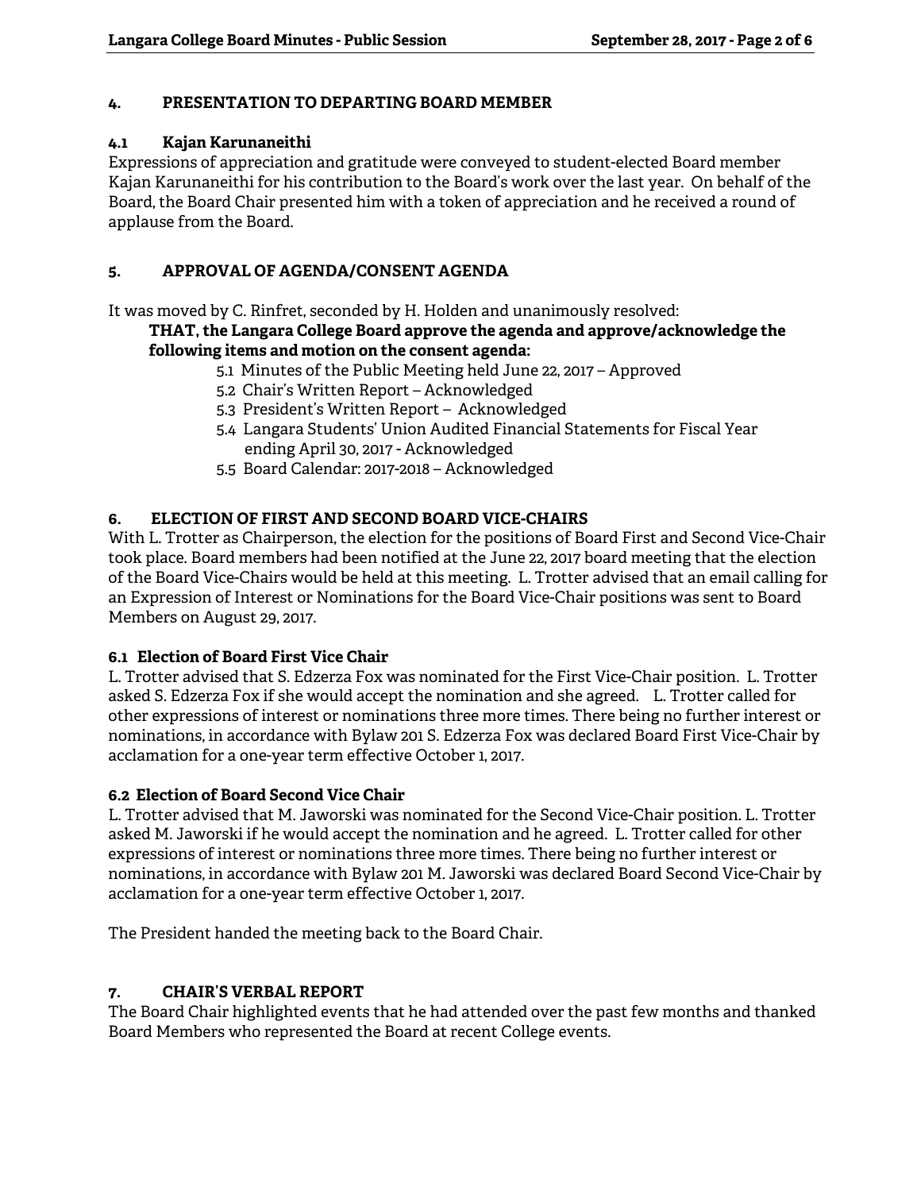## 4. PRESENTATION TO DEPARTING BOARD MEMBER

### 4.1 Kajan Karunaneithi

Expressions of appreciation and gratitude were conveyed to student-elected Board member Kajan Karunaneithi for his contribution to the Board's work over the last year. On behalf of the Board, the Board Chair presented him with a token of appreciation and he received a round of applause from the Board.

## 5. APPROVAL OF AGENDA/CONSENT AGENDA

It was moved by C. Rinfret, seconded by H. Holden and unanimously resolved:

**THAT, the Langara College Board approve the agenda and approve/acknowledge the following items and motion on the consent agenda:**

- 5.1 Minutes of the Public Meeting held June 22, 2017 – Approved
- 5.2 Chair's Written Report – Acknowledged
- 5.3 President's Written Report – Acknowledged
- 5.4 Langara Students' Union Audited Financial Statements for Fiscal Year ending April 30, 2017 - Acknowledged
- 5.5 Board Calendar: 2017-2018 – Acknowledged

## 6. ELECTION OF FIRST AND SECOND BOARD VICE-CHAIRS

With L. Trotter as Chairperson, the election for the positions of Board First and Second Vice-Chair took place. Board members had been notified at the June 22, 2017 board meeting that the election of the Board Vice-Chairs would be held at this meeting. L. Trotter advised that an email calling for an Expression of Interest or Nominations for the Board Vice-Chair positions was sent to Board Members on August 29, 2017.

### 6.1 Election of Board First Vice Chair

L. Trotter advised that S. Edzerza Fox was nominated for the First Vice-Chair position. L. Trotter asked S. Edzerza Fox if she would accept the nomination and she agreed. L. Trotter called for other expressions of interest or nominations three more times. There being no further interest or nominations, in accordance with Bylaw 201 S. Edzerza Fox was declared Board First Vice-Chair by acclamation for a one-year term effective October 1, 2017.

### 6.2 Election of Board Second Vice Chair

L. Trotter advised that M. Jaworski was nominated for the Second Vice-Chair position. L. Trotter asked M. Jaworski if he would accept the nomination and he agreed. L. Trotter called for other expressions of interest or nominations three more times. There being no further interest or nominations, in accordance with Bylaw 201 M. Jaworski was declared Board Second Vice-Chair by acclamation for a one-year term effective October 1, 2017.

The President handed the meeting back to the Board Chair.

## 7. CHAIR'S VERBAL REPORT

The Board Chair highlighted events that he had attended over the past few months and thanked Board Members who represented the Board at recent College events.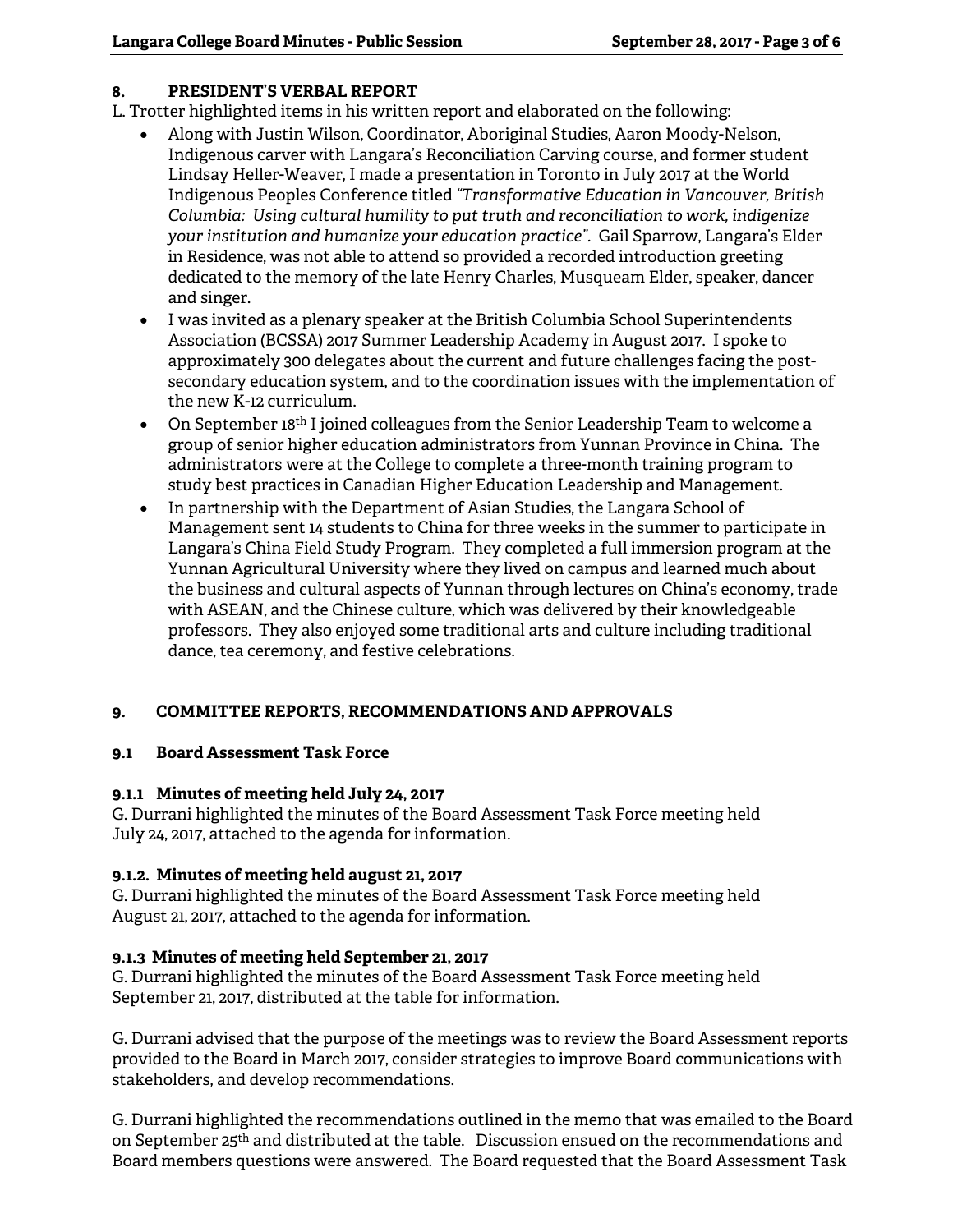## 8. PRESIDENT'S VERBAL REPORT

L. Trotter highlighted items in his written report and elaborated on the following:

- Along with Justin Wilson, Coordinator, Aboriginal Studies, Aaron Moody-Nelson, Indigenous carver with Langara's Reconciliation Carving course, and former student Lindsay Heller-Weaver, I made a presentation in Toronto in July 2017 at the World Indigenous Peoples Conference titled *"Transformative Education in Vancouver, British Columbia: Using cultural humility to put truth and reconciliation to work, indigenize your institution and humanize your education practice".* Gail Sparrow, Langara's Elder in Residence, was not able to attend so provided a recorded introduction greeting dedicated to the memory of the late Henry Charles, Musqueam Elder, speaker, dancer and singer.
- I was invited as a plenary speaker at the British Columbia School Superintendents Association (BCSSA) 2017 Summer Leadership Academy in August 2017. I spoke to approximately 300 delegates about the current and future challenges facing the post-secondary education system, and to the coordination issues with the implementation of the new K-12 curriculum.
- On September 18th I joined colleagues from the Senior Leadership Team to welcome a group of senior higher education administrators from Yunnan Province in China. The administrators were at the College to complete a three-month training program to study best practices in Canadian Higher Education Leadership and Management.
- In partnership with the Department of Asian Studies, the Langara School of Management sent 14 students to China for three weeks in the summer to participate in Langara's China Field Study Program. They completed a full immersion program at the Yunnan Agricultural University where they lived on campus and learned much about the business and cultural aspects of Yunnan through lectures on China's economy, trade with ASEAN, and the Chinese culture, which was delivered by their knowledgeable professors. They also enjoyed some traditional arts and culture including traditional dance, tea ceremony, and festive celebrations.

## 9. COMMITTEE REPORTS, RECOMMENDATIONS AND APPROVALS

### 9.1 Board Assessment Task Force

#### 9.1.1 Minutes of meeting held July 24, 2017

G. Durrani highlighted the minutes of the Board Assessment Task Force meeting held July 24, 2017, attached to the agenda for information.

#### 9.1.2. Minutes of meeting held august 21, 2017

G. Durrani highlighted the minutes of the Board Assessment Task Force meeting held August 21, 2017, attached to the agenda for information.

#### 9.1.3 Minutes of meeting held September 21, 2017

G. Durrani highlighted the minutes of the Board Assessment Task Force meeting held September 21, 2017, distributed at the table for information.

G. Durrani advised that the purpose of the meetings was to review the Board Assessment reports provided to the Board in March 2017, consider strategies to improve Board communications with stakeholders, and develop recommendations.

G. Durrani highlighted the recommendations outlined in the memo that was emailed to the Board on September 25th and distributed at the table. Discussion ensued on the recommendations and Board members questions were answered. The Board requested that the Board Assessment Task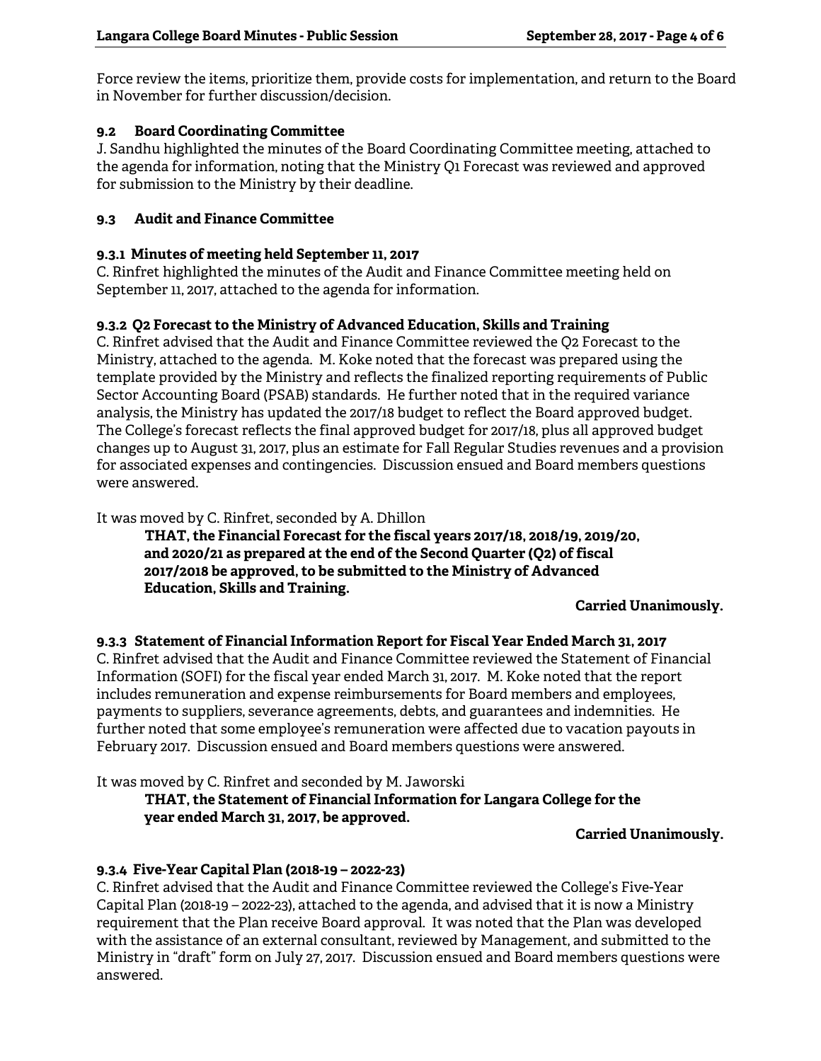Force review the items, prioritize them, provide costs for implementation, and return to the Board in November for further discussion/decision.

### 9.2 Board Coordinating Committee

J. Sandhu highlighted the minutes of the Board Coordinating Committee meeting, attached to the agenda for information, noting that the Ministry Q1 Forecast was reviewed and approved for submission to the Ministry by their deadline.

### 9.3 Audit and Finance Committee

#### 9.3.1 Minutes of meeting held September 11, 2017

C. Rinfret highlighted the minutes of the Audit and Finance Committee meeting held on September 11, 2017, attached to the agenda for information.

#### 9.3.2 Q2 Forecast to the Ministry of Advanced Education, Skills and Training

C. Rinfret advised that the Audit and Finance Committee reviewed the Q2 Forecast to the Ministry, attached to the agenda. M. Koke noted that the forecast was prepared using the template provided by the Ministry and reflects the finalized reporting requirements of Public Sector Accounting Board (PSAB) standards. He further noted that in the required variance analysis, the Ministry has updated the 2017/18 budget to reflect the Board approved budget. The College's forecast reflects the final approved budget for 2017/18, plus all approved budget changes up to August 31, 2017, plus an estimate for Fall Regular Studies revenues and a provision for associated expenses and contingencies. Discussion ensued and Board members questions were answered.

It was moved by C. Rinfret, seconded by A. Dhillon

> **THAT, the Financial Forecast for the fiscal years 2017/18, 2018/19, 2019/20, and 2020/21 as prepared at the end of the Second Quarter (Q2) of fiscal 2017/2018 be approved, to be submitted to the Ministry of Advanced Education, Skills and Training.**

**Carried Unanimously.**

#### 9.3.3 Statement of Financial Information Report for Fiscal Year Ended March 31, 2017

C. Rinfret advised that the Audit and Finance Committee reviewed the Statement of Financial Information (SOFI) for the fiscal year ended March 31, 2017. M. Koke noted that the report includes remuneration and expense reimbursements for Board members and employees, payments to suppliers, severance agreements, debts, and guarantees and indemnities. He further noted that some employee's remuneration were affected due to vacation payouts in February 2017. Discussion ensued and Board members questions were answered.

It was moved by C. Rinfret and seconded by M. Jaworski

> **THAT, the Statement of Financial Information for Langara College for the year ended March 31, 2017, be approved.**

**Carried Unanimously.**

#### 9.3.4 Five-Year Capital Plan (2018-19 – 2022-23)

C. Rinfret advised that the Audit and Finance Committee reviewed the College's Five-Year Capital Plan (2018-19 – 2022-23), attached to the agenda, and advised that it is now a Ministry requirement that the Plan receive Board approval. It was noted that the Plan was developed with the assistance of an external consultant, reviewed by Management, and submitted to the Ministry in "draft" form on July 27, 2017. Discussion ensued and Board members questions were answered.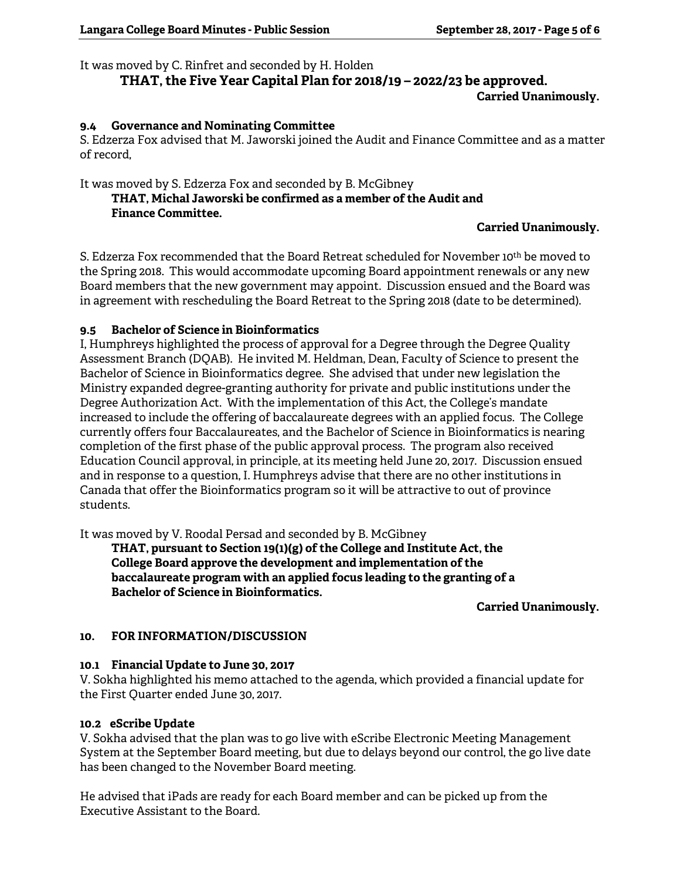It was moved by C. Rinfret and seconded by H. Holden

**THAT, the Five Year Capital Plan for 2018/19 – 2022/23 be approved.**

**Carried Unanimously.**

### 9.4 Governance and Nominating Committee

S. Edzerza Fox advised that M. Jaworski joined the Audit and Finance Committee and as a matter of record,

It was moved by S. Edzerza Fox and seconded by B. McGibney

**THAT, Michal Jaworski be confirmed as a member of the Audit and Finance Committee.**

**Carried Unanimously.**

S. Edzerza Fox recommended that the Board Retreat scheduled for November 10th be moved to the Spring 2018. This would accommodate upcoming Board appointment renewals or any new Board members that the new government may appoint. Discussion ensued and the Board was in agreement with rescheduling the Board Retreat to the Spring 2018 (date to be determined).

### 9.5 Bachelor of Science in Bioinformatics

I, Humphreys highlighted the process of approval for a Degree through the Degree Quality Assessment Branch (DQAB). He invited M. Heldman, Dean, Faculty of Science to present the Bachelor of Science in Bioinformatics degree. She advised that under new legislation the Ministry expanded degree-granting authority for private and public institutions under the Degree Authorization Act. With the implementation of this Act, the College's mandate increased to include the offering of baccalaureate degrees with an applied focus. The College currently offers four Baccalaureates, and the Bachelor of Science in Bioinformatics is nearing completion of the first phase of the public approval process. The program also received Education Council approval, in principle, at its meeting held June 20, 2017. Discussion ensued and in response to a question, I. Humphreys advise that there are no other institutions in Canada that offer the Bioinformatics program so it will be attractive to out of province students.

It was moved by V. Roodal Persad and seconded by B. McGibney

**THAT, pursuant to Section 19(1)(g) of the College and Institute Act, the College Board approve the development and implementation of the baccalaureate program with an applied focus leading to the granting of a Bachelor of Science in Bioinformatics.**

**Carried Unanimously.**

## 10. FOR INFORMATION/DISCUSSION

### 10.1 Financial Update to June 30, 2017

V. Sokha highlighted his memo attached to the agenda, which provided a financial update for the First Quarter ended June 30, 2017.

### 10.2 eScribe Update

V. Sokha advised that the plan was to go live with eScribe Electronic Meeting Management System at the September Board meeting, but due to delays beyond our control, the go live date has been changed to the November Board meeting.

He advised that iPads are ready for each Board member and can be picked up from the Executive Assistant to the Board.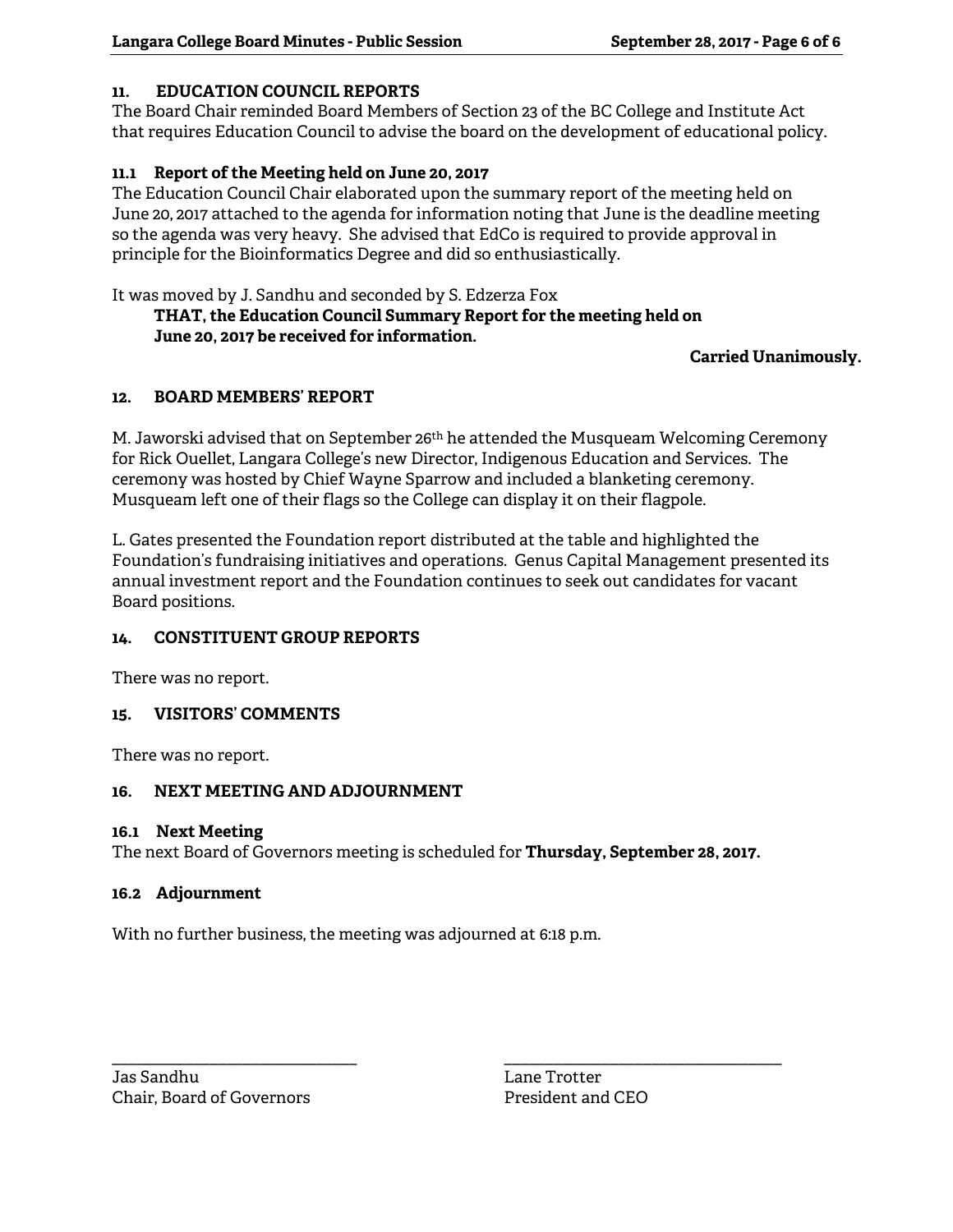## 11. EDUCATION COUNCIL REPORTS

The Board Chair reminded Board Members of Section 23 of the BC College and Institute Act that requires Education Council to advise the board on the development of educational policy.

### 11.1 Report of the Meeting held on June 20, 2017

The Education Council Chair elaborated upon the summary report of the meeting held on June 20, 2017 attached to the agenda for information noting that June is the deadline meeting so the agenda was very heavy. She advised that EdCo is required to provide approval in principle for the Bioinformatics Degree and did so enthusiastically.

It was moved by J. Sandhu and seconded by S. Edzerza Fox

> **THAT, the Education Council Summary Report for the meeting held on June 20, 2017 be received for information.**

**Carried Unanimously.**

## 12. BOARD MEMBERS' REPORT

M. Jaworski advised that on September 26th he attended the Musqueam Welcoming Ceremony for Rick Ouellet, Langara College's new Director, Indigenous Education and Services. The ceremony was hosted by Chief Wayne Sparrow and included a blanketing ceremony. Musqueam left one of their flags so the College can display it on their flagpole.

L. Gates presented the Foundation report distributed at the table and highlighted the Foundation's fundraising initiatives and operations. Genus Capital Management presented its annual investment report and the Foundation continues to seek out candidates for vacant Board positions.

## 14. CONSTITUENT GROUP REPORTS

There was no report.

## 15. VISITORS' COMMENTS

There was no report.

## 16. NEXT MEETING AND ADJOURNMENT

### 16.1 Next Meeting

The next Board of Governors meeting is scheduled for **Thursday, September 28, 2017.**

### 16.2 Adjournment

With no further business, the meeting was adjourned at 6:18 p.m.

\_\_\_\_\_\_\_\_\_\_\_\_\_\_\_\_\_\_\_\_\_\_\_\_\_\_\_\_\_\_
Jas Sandhu
Chair, Board of Governors

\_\_\_\_\_\_\_\_\_\_\_\_\_\_\_\_\_\_\_\_\_\_\_\_\_\_\_\_\_\_
Lane Trotter
President and CEO